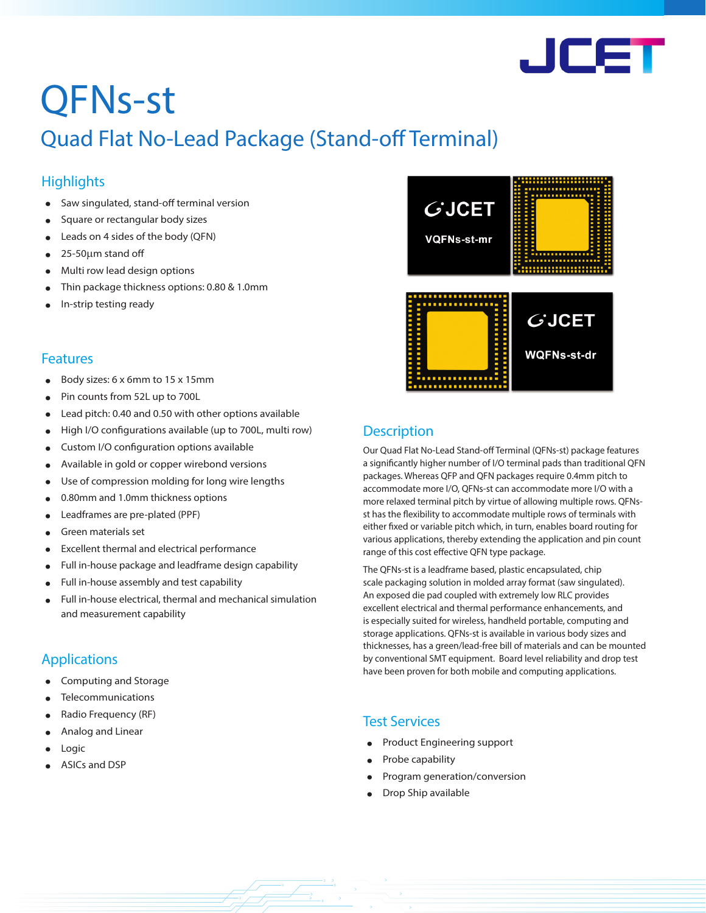# QFNs-st

## Quad Flat No-Lead Package (Stand-off Terminal)

### Highlights

- Saw singulated, stand-off terminal version
- Square or rectangular body sizes
- Leads on 4 sides of the body (QFN)
- 25-50µm stand off
- Multi row lead design options
- Thin package thickness options: 0.80 & 1.0mm
- In-strip testing ready

### Features

- Body sizes: 6 x 6mm to 15 x 15mm
- Pin counts from 52L up to 700L
- Lead pitch: 0.40 and 0.50 with other options available
- High I/O configurations available (up to 700L, multi row)
- Custom I/O configuration options available
- Available in gold or copper wirebond versions
- Use of compression molding for long wire lengths
- 0.80mm and 1.0mm thickness options
- Leadframes are pre-plated (PPF)
- Green materials set
- Excellent thermal and electrical performance
- Full in-house package and leadframe design capability
- Full in-house assembly and test capability
- Full in-house electrical, thermal and mechanical simulation and measurement capability

### Applications

- Computing and Storage
- Telecommunications
- Radio Frequency (RF)
- Analog and Linear
- Logic
- ASICs and DSP

### Description

Our Quad Flat No-Lead Stand-off Terminal (QFNs-st) package features a significantly higher number of I/O terminal pads than traditional QFN packages. Whereas QFP and QFN packages require 0.4mm pitch to accommodate more I/O, QFNs-st can accommodate more I/O with a more relaxed terminal pitch by virtue of allowing multiple rows. QFNs-st has the flexibility to accommodate multiple rows of terminals with either fixed or variable pitch which, in turn, enables board routing for various applications, thereby extending the application and pin count range of this cost effective QFN type package.

The QFNs-st is a leadframe based, plastic encapsulated, chip scale packaging solution in molded array format (saw singulated). An exposed die pad coupled with extremely low RLC provides excellent electrical and thermal performance enhancements, and is especially suited for wireless, handheld portable, computing and storage applications. QFNs-st is available in various body sizes and thicknesses, has a green/lead-free bill of materials and can be mounted by conventional SMT equipment. Board level reliability and drop test have been proven for both mobile and computing applications.

### Test Services

- Product Engineering support
- Probe capability
- Program generation/conversion
- Drop Ship available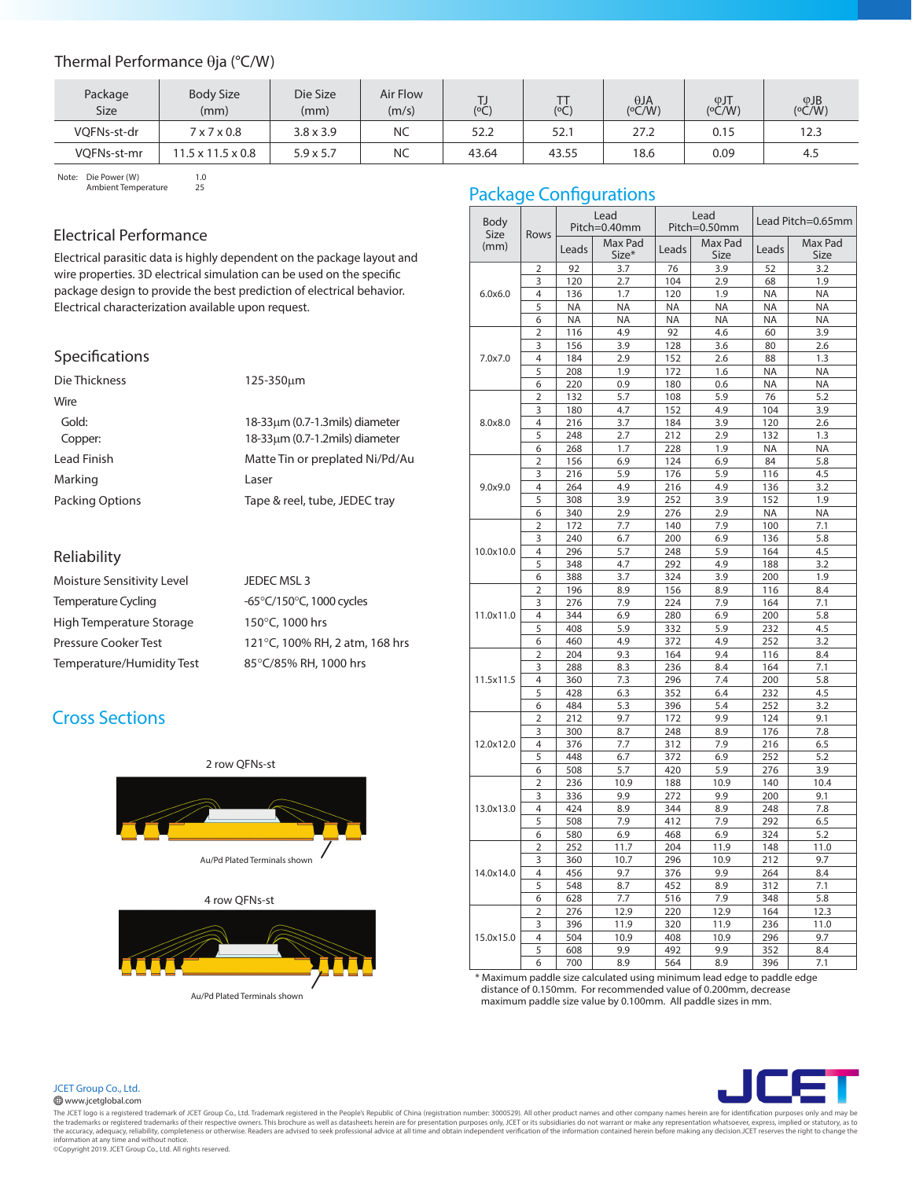## Thermal Performance θja (°C/W)

| Package Size | Body Size (mm) | Die Size (mm) | Air Flow (m/s) | TJ (°C) | TT (°C) | θJA (°C/W) | φJT (°C/W) | φJB (°C/W) |
|---|---|---|---|---|---|---|---|---|
| VQFNs-st-dr | 7 x 7 x 0.8 | 3.8 x 3.9 | NC | 52.2 | 52.1 | 27.2 | 0.15 | 12.3 |
| VQFNs-st-mr | 11.5 x 11.5 x 0.8 | 5.9 x 5.7 | NC | 43.64 | 43.55 | 18.6 | 0.09 | 4.5 |

Note: Die Power (W) 1.0
Ambient Temperature 25

## Electrical Performance

Electrical parasitic data is highly dependent on the package layout and wire properties. 3D electrical simulation can be used on the specific package design to provide the best prediction of electrical behavior. Electrical characterization available upon request.

## Specifications

| | |
|---|---|
| Die Thickness | 125-350µm |
| Wire | |
| Gold: | 18-33µm (0.7-1.3mils) diameter |
| Copper: | 18-33µm (0.7-1.2mils) diameter |
| Lead Finish | Matte Tin or preplated Ni/Pd/Au |
| Marking | Laser |
| Packing Options | Tape & reel, tube, JEDEC tray |

## Reliability

| | |
|---|---|
| Moisture Sensitivity Level | JEDEC MSL 3 |
| Temperature Cycling | -65°C/150°C, 1000 cycles |
| High Temperature Storage | 150°C, 1000 hrs |
| Pressure Cooker Test | 121°C, 100% RH, 2 atm, 168 hrs |
| Temperature/Humidity Test | 85°C/85% RH, 1000 hrs |

## Cross Sections

2 row QFNs-st

Au/Pd Plated Terminals shown

4 row QFNs-st

Au/Pd Plated Terminals shown

## Package Configurations

| Body Size (mm) | Rows | Lead Pitch=0.40mm | | Lead Pitch=0.50mm | | Lead Pitch=0.65mm | |
|---|---|---|---|---|---|---|---|
| | | Leads | Max Pad Size* | Leads | Max Pad Size | Leads | Max Pad Size |
| 6.0x6.0 | 2 | 92 | 3.7 | 76 | 3.9 | 52 | 3.2 |
| | 3 | 120 | 2.7 | 104 | 2.9 | 68 | 1.9 |
| | 4 | 136 | 1.7 | 120 | 1.9 | NA | NA |
| | 5 | NA | NA | NA | NA | NA | NA |
| | 6 | NA | NA | NA | NA | NA | NA |
| 7.0x7.0 | 2 | 116 | 4.9 | 92 | 4.6 | 60 | 3.9 |
| | 3 | 156 | 3.9 | 128 | 3.6 | 80 | 2.6 |
| | 4 | 184 | 2.9 | 152 | 2.6 | 88 | 1.3 |
| | 5 | 208 | 1.9 | 172 | 1.6 | NA | NA |
| | 6 | 220 | 0.9 | 180 | 0.6 | NA | NA |
| 8.0x8.0 | 2 | 132 | 5.7 | 108 | 5.9 | 76 | 5.2 |
| | 3 | 180 | 4.7 | 152 | 4.9 | 104 | 3.9 |
| | 4 | 216 | 3.7 | 184 | 3.9 | 120 | 2.6 |
| | 5 | 248 | 2.7 | 212 | 2.9 | 132 | 1.3 |
| | 6 | 268 | 1.7 | 228 | 1.9 | NA | NA |
| 9.0x9.0 | 2 | 156 | 6.9 | 124 | 6.9 | 84 | 5.8 |
| | 3 | 216 | 5.9 | 176 | 5.9 | 116 | 4.5 |
| | 4 | 264 | 4.9 | 216 | 4.9 | 136 | 3.2 |
| | 5 | 308 | 3.9 | 252 | 3.9 | 152 | 1.9 |
| | 6 | 340 | 2.9 | 276 | 2.9 | NA | NA |
| 10.0x10.0 | 2 | 172 | 7.7 | 140 | 7.9 | 100 | 7.1 |
| | 3 | 240 | 6.7 | 200 | 6.9 | 136 | 5.8 |
| | 4 | 296 | 5.7 | 248 | 5.9 | 164 | 4.5 |
| | 5 | 348 | 4.7 | 292 | 4.9 | 188 | 3.2 |
| | 6 | 388 | 3.7 | 324 | 3.9 | 200 | 1.9 |
| 11.0x11.0 | 2 | 196 | 8.9 | 156 | 8.9 | 116 | 8.4 |
| | 3 | 276 | 7.9 | 224 | 7.9 | 164 | 7.1 |
| | 4 | 344 | 6.9 | 280 | 6.9 | 200 | 5.8 |
| | 5 | 408 | 5.9 | 332 | 5.9 | 232 | 4.5 |
| | 6 | 460 | 4.9 | 372 | 4.9 | 252 | 3.2 |
| 11.5x11.5 | 2 | 204 | 9.3 | 164 | 9.4 | 116 | 8.4 |
| | 3 | 288 | 8.3 | 236 | 8.4 | 164 | 7.1 |
| | 4 | 360 | 7.3 | 296 | 7.4 | 200 | 5.8 |
| | 5 | 428 | 6.3 | 352 | 6.4 | 232 | 4.5 |
| | 6 | 484 | 5.3 | 396 | 5.4 | 252 | 3.2 |
| 12.0x12.0 | 2 | 212 | 9.7 | 172 | 9.9 | 124 | 9.1 |
| | 3 | 300 | 8.7 | 248 | 8.9 | 176 | 7.8 |
| | 4 | 376 | 7.7 | 312 | 7.9 | 216 | 6.5 |
| | 5 | 448 | 6.7 | 372 | 6.9 | 252 | 5.2 |
| | 6 | 508 | 5.7 | 420 | 5.9 | 276 | 3.9 |
| 13.0x13.0 | 2 | 236 | 10.9 | 188 | 10.9 | 140 | 10.4 |
| | 3 | 336 | 9.9 | 272 | 9.9 | 200 | 9.1 |
| | 4 | 424 | 8.9 | 344 | 8.9 | 248 | 7.8 |
| | 5 | 508 | 7.9 | 412 | 7.9 | 292 | 6.5 |
| | 6 | 580 | 6.9 | 468 | 6.9 | 324 | 5.2 |
| 14.0x14.0 | 2 | 252 | 11.7 | 204 | 11.9 | 148 | 11.0 |
| | 3 | 360 | 10.7 | 296 | 10.9 | 212 | 9.7 |
| | 4 | 456 | 9.7 | 376 | 9.9 | 264 | 8.4 |
| | 5 | 548 | 8.7 | 452 | 8.9 | 312 | 7.1 |
| | 6 | 628 | 7.7 | 516 | 7.9 | 348 | 5.8 |
| 15.0x15.0 | 2 | 276 | 12.9 | 220 | 12.9 | 164 | 12.3 |
| | 3 | 396 | 11.9 | 320 | 11.9 | 236 | 11.0 |
| | 4 | 504 | 10.9 | 408 | 10.9 | 296 | 9.7 |
| | 5 | 608 | 9.9 | 492 | 9.9 | 352 | 8.4 |
| | 6 | 700 | 8.9 | 564 | 8.9 | 396 | 7.1 |

* Maximum paddle size calculated using minimum lead edge to paddle edge distance of 0.150mm. For recommended value of 0.200mm, decrease maximum paddle size value by 0.100mm. All paddle sizes in mm.

JCET Group Co., Ltd.
www.jcetglobal.com

The JCET logo is a registered trademark of JCET Group Co., Ltd. Trademark registered in the People's Republic of China (registration number: 3000529). All other product names and other company names herein are for identification purposes only and may be the trademarks or registered trademarks of their respective owners. This brochure as well as datasheets herein are for presentation purposes only, JCET or its subsidiaries do not warrant or make any representation whatsoever, express, implied or statutory, as to the accuracy, adequacy, reliability, completeness or otherwise. Readers are advised to seek professional advice at all time and obtain independent verification of the information contained herein before making any decision.JCET reserves the right to change the information at any time and without notice.
©Copyright 2019. JCET Group Co., Ltd. All rights reserved.